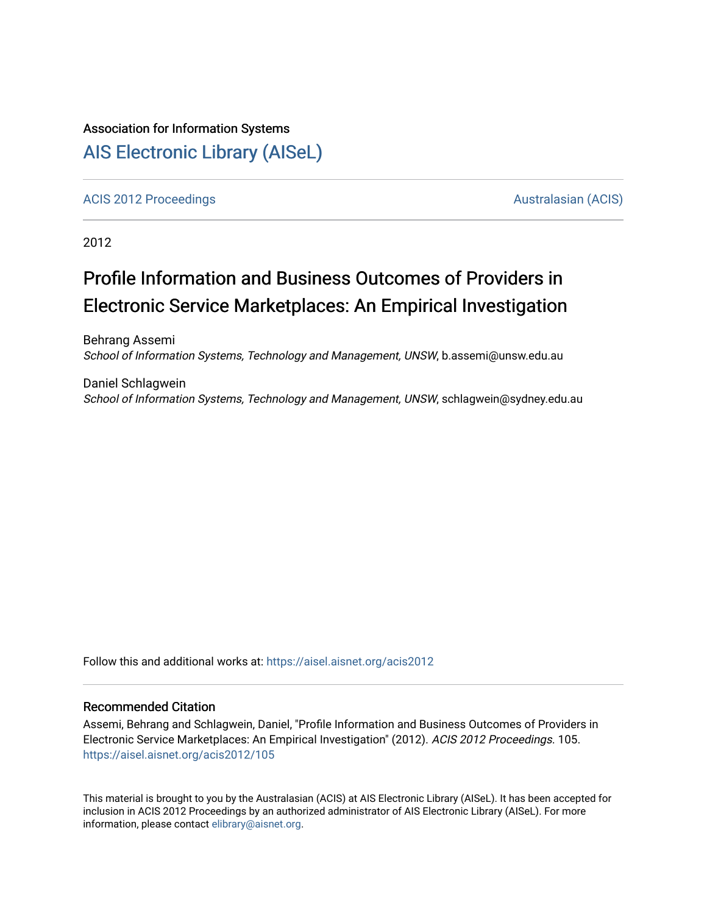Association for Information Systems

# AIS Electronic Library (AISeL)

ACIS 2012 Proceedings

Australasian (ACIS)

2012

# Profile Information and Business Outcomes of Providers in Electronic Service Marketplaces: An Empirical Investigation

Behrang Assemi
*School of Information Systems, Technology and Management, UNSW*, b.assemi@unsw.edu.au

Daniel Schlagwein
*School of Information Systems, Technology and Management, UNSW*, schlagwein@sydney.edu.au

Follow this and additional works at: https://aisel.aisnet.org/acis2012

## Recommended Citation

Assemi, Behrang and Schlagwein, Daniel, "Profile Information and Business Outcomes of Providers in Electronic Service Marketplaces: An Empirical Investigation" (2012). *ACIS 2012 Proceedings*. 105.
https://aisel.aisnet.org/acis2012/105

This material is brought to you by the Australasian (ACIS) at AIS Electronic Library (AISeL). It has been accepted for inclusion in ACIS 2012 Proceedings by an authorized administrator of AIS Electronic Library (AISeL). For more information, please contact elibrary@aisnet.org.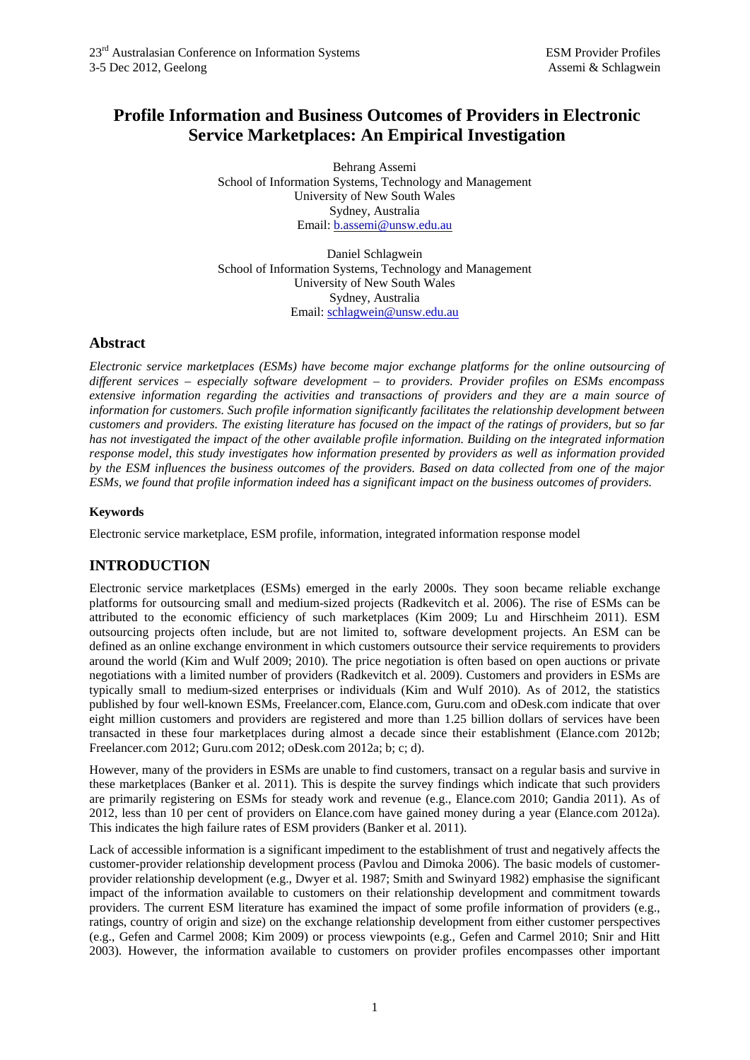# Profile Information and Business Outcomes of Providers in Electronic Service Marketplaces: An Empirical Investigation

Behrang Assemi
School of Information Systems, Technology and Management
University of New South Wales
Sydney, Australia
Email: b.assemi@unsw.edu.au

Daniel Schlagwein
School of Information Systems, Technology and Management
University of New South Wales
Sydney, Australia
Email: schlagwein@unsw.edu.au

## Abstract

*Electronic service marketplaces (ESMs) have become major exchange platforms for the online outsourcing of different services – especially software development – to providers. Provider profiles on ESMs encompass extensive information regarding the activities and transactions of providers and they are a main source of information for customers. Such profile information significantly facilitates the relationship development between customers and providers. The existing literature has focused on the impact of the ratings of providers, but so far has not investigated the impact of the other available profile information. Building on the integrated information response model, this study investigates how information presented by providers as well as information provided by the ESM influences the business outcomes of the providers. Based on data collected from one of the major ESMs, we found that profile information indeed has a significant impact on the business outcomes of providers.*

### Keywords

Electronic service marketplace, ESM profile, information, integrated information response model

## INTRODUCTION

Electronic service marketplaces (ESMs) emerged in the early 2000s. They soon became reliable exchange platforms for outsourcing small and medium-sized projects (Radkevitch et al. 2006). The rise of ESMs can be attributed to the economic efficiency of such marketplaces (Kim 2009; Lu and Hirschheim 2011). ESM outsourcing projects often include, but are not limited to, software development projects. An ESM can be defined as an online exchange environment in which customers outsource their service requirements to providers around the world (Kim and Wulf 2009; 2010). The price negotiation is often based on open auctions or private negotiations with a limited number of providers (Radkevitch et al. 2009). Customers and providers in ESMs are typically small to medium-sized enterprises or individuals (Kim and Wulf 2010). As of 2012, the statistics published by four well-known ESMs, Freelancer.com, Elance.com, Guru.com and oDesk.com indicate that over eight million customers and providers are registered and more than 1.25 billion dollars of services have been transacted in these four marketplaces during almost a decade since their establishment (Elance.com 2012b; Freelancer.com 2012; Guru.com 2012; oDesk.com 2012a; b; c; d).

However, many of the providers in ESMs are unable to find customers, transact on a regular basis and survive in these marketplaces (Banker et al. 2011). This is despite the survey findings which indicate that such providers are primarily registering on ESMs for steady work and revenue (e.g., Elance.com 2010; Gandia 2011). As of 2012, less than 10 per cent of providers on Elance.com have gained money during a year (Elance.com 2012a). This indicates the high failure rates of ESM providers (Banker et al. 2011).

Lack of accessible information is a significant impediment to the establishment of trust and negatively affects the customer-provider relationship development process (Pavlou and Dimoka 2006). The basic models of customer-provider relationship development (e.g., Dwyer et al. 1987; Smith and Swinyard 1982) emphasise the significant impact of the information available to customers on their relationship development and commitment towards providers. The current ESM literature has examined the impact of some profile information of providers (e.g., ratings, country of origin and size) on the exchange relationship development from either customer perspectives (e.g., Gefen and Carmel 2008; Kim 2009) or process viewpoints (e.g., Gefen and Carmel 2010; Snir and Hitt 2003). However, the information available to customers on provider profiles encompasses other important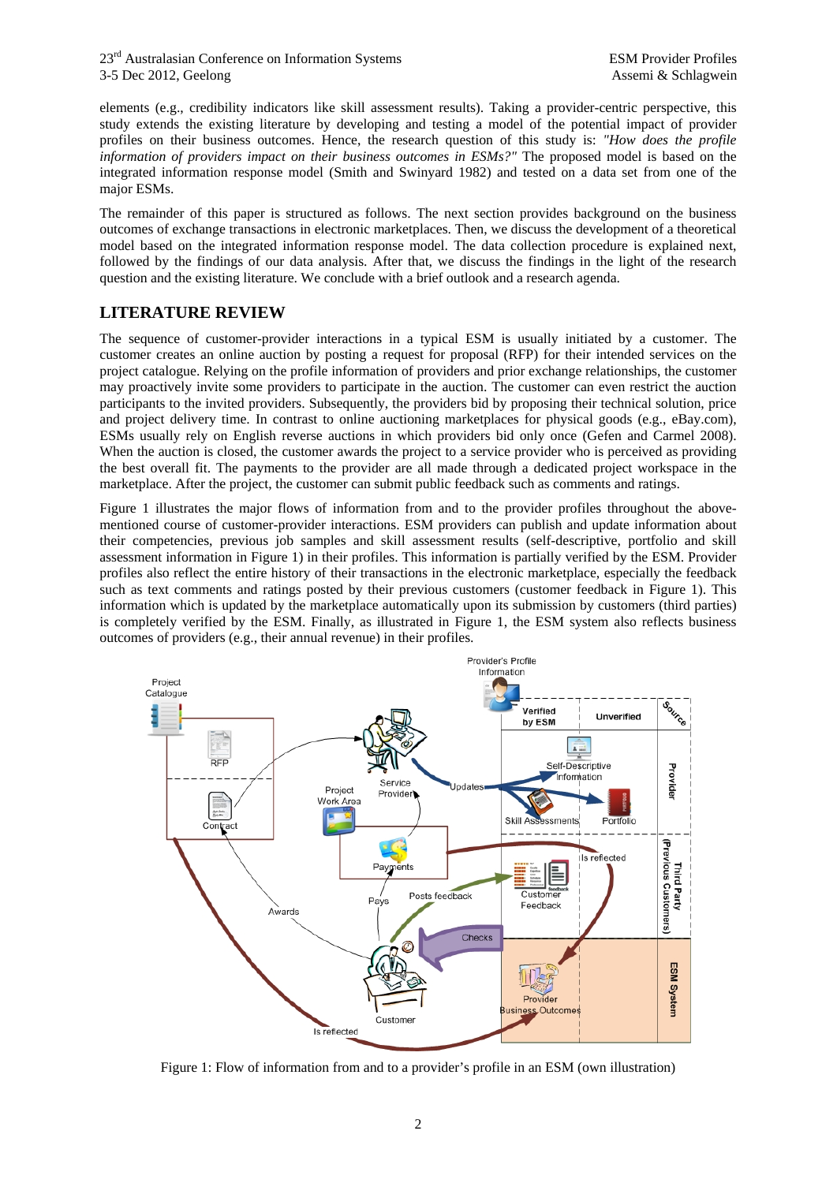elements (e.g., credibility indicators like skill assessment results). Taking a provider-centric perspective, this study extends the existing literature by developing and testing a model of the potential impact of provider profiles on their business outcomes. Hence, the research question of this study is: *"How does the profile information of providers impact on their business outcomes in ESMs?"* The proposed model is based on the integrated information response model (Smith and Swinyard 1982) and tested on a data set from one of the major ESMs.

The remainder of this paper is structured as follows. The next section provides background on the business outcomes of exchange transactions in electronic marketplaces. Then, we discuss the development of a theoretical model based on the integrated information response model. The data collection procedure is explained next, followed by the findings of our data analysis. After that, we discuss the findings in the light of the research question and the existing literature. We conclude with a brief outlook and a research agenda.

## LITERATURE REVIEW

The sequence of customer-provider interactions in a typical ESM is usually initiated by a customer. The customer creates an online auction by posting a request for proposal (RFP) for their intended services on the project catalogue. Relying on the profile information of providers and prior exchange relationships, the customer may proactively invite some providers to participate in the auction. The customer can even restrict the auction participants to the invited providers. Subsequently, the providers bid by proposing their technical solution, price and project delivery time. In contrast to online auctioning marketplaces for physical goods (e.g., eBay.com), ESMs usually rely on English reverse auctions in which providers bid only once (Gefen and Carmel 2008). When the auction is closed, the customer awards the project to a service provider who is perceived as providing the best overall fit. The payments to the provider are all made through a dedicated project workspace in the marketplace. After the project, the customer can submit public feedback such as comments and ratings.

Figure 1 illustrates the major flows of information from and to the provider profiles throughout the above-mentioned course of customer-provider interactions. ESM providers can publish and update information about their competencies, previous job samples and skill assessment results (self-descriptive, portfolio and skill assessment information in Figure 1) in their profiles. This information is partially verified by the ESM. Provider profiles also reflect the entire history of their transactions in the electronic marketplace, especially the feedback such as text comments and ratings posted by their previous customers (customer feedback in Figure 1). This information which is updated by the marketplace automatically upon its submission by customers (third parties) is completely verified by the ESM. Finally, as illustrated in Figure 1, the ESM system also reflects business outcomes of providers (e.g., their annual revenue) in their profiles.

Figure 1: Flow of information from and to a provider's profile in an ESM (own illustration)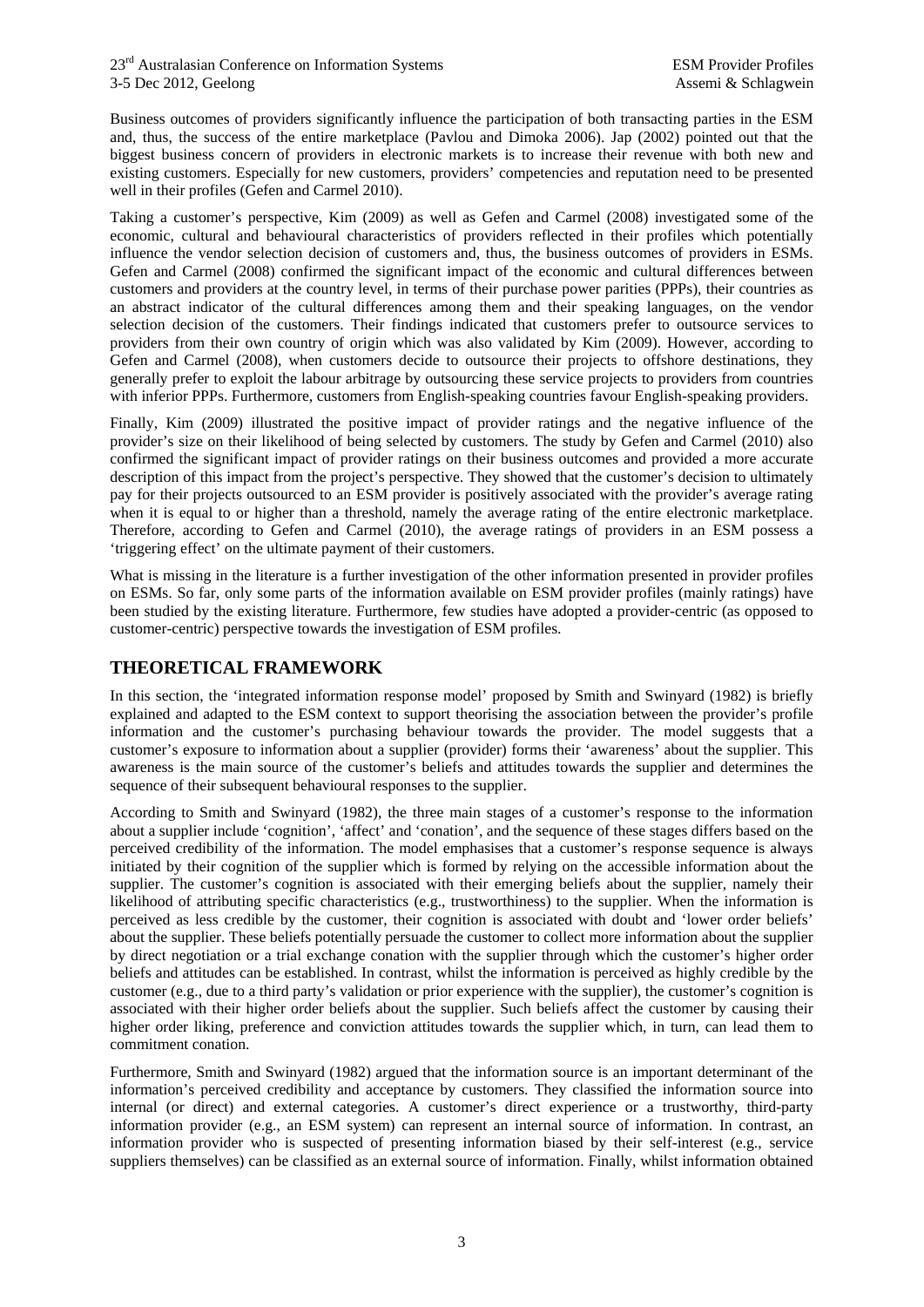Business outcomes of providers significantly influence the participation of both transacting parties in the ESM and, thus, the success of the entire marketplace (Pavlou and Dimoka 2006). Jap (2002) pointed out that the biggest business concern of providers in electronic markets is to increase their revenue with both new and existing customers. Especially for new customers, providers' competencies and reputation need to be presented well in their profiles (Gefen and Carmel 2010).

Taking a customer's perspective, Kim (2009) as well as Gefen and Carmel (2008) investigated some of the economic, cultural and behavioural characteristics of providers reflected in their profiles which potentially influence the vendor selection decision of customers and, thus, the business outcomes of providers in ESMs. Gefen and Carmel (2008) confirmed the significant impact of the economic and cultural differences between customers and providers at the country level, in terms of their purchase power parities (PPPs), their countries as an abstract indicator of the cultural differences among them and their speaking languages, on the vendor selection decision of the customers. Their findings indicated that customers prefer to outsource services to providers from their own country of origin which was also validated by Kim (2009). However, according to Gefen and Carmel (2008), when customers decide to outsource their projects to offshore destinations, they generally prefer to exploit the labour arbitrage by outsourcing these service projects to providers from countries with inferior PPPs. Furthermore, customers from English-speaking countries favour English-speaking providers.

Finally, Kim (2009) illustrated the positive impact of provider ratings and the negative influence of the provider's size on their likelihood of being selected by customers. The study by Gefen and Carmel (2010) also confirmed the significant impact of provider ratings on their business outcomes and provided a more accurate description of this impact from the project's perspective. They showed that the customer's decision to ultimately pay for their projects outsourced to an ESM provider is positively associated with the provider's average rating when it is equal to or higher than a threshold, namely the average rating of the entire electronic marketplace. Therefore, according to Gefen and Carmel (2010), the average ratings of providers in an ESM possess a 'triggering effect' on the ultimate payment of their customers.

What is missing in the literature is a further investigation of the other information presented in provider profiles on ESMs. So far, only some parts of the information available on ESM provider profiles (mainly ratings) have been studied by the existing literature. Furthermore, few studies have adopted a provider-centric (as opposed to customer-centric) perspective towards the investigation of ESM profiles.

## THEORETICAL FRAMEWORK

In this section, the 'integrated information response model' proposed by Smith and Swinyard (1982) is briefly explained and adapted to the ESM context to support theorising the association between the provider's profile information and the customer's purchasing behaviour towards the provider. The model suggests that a customer's exposure to information about a supplier (provider) forms their 'awareness' about the supplier. This awareness is the main source of the customer's beliefs and attitudes towards the supplier and determines the sequence of their subsequent behavioural responses to the supplier.

According to Smith and Swinyard (1982), the three main stages of a customer's response to the information about a supplier include 'cognition', 'affect' and 'conation', and the sequence of these stages differs based on the perceived credibility of the information. The model emphasises that a customer's response sequence is always initiated by their cognition of the supplier which is formed by relying on the accessible information about the supplier. The customer's cognition is associated with their emerging beliefs about the supplier, namely their likelihood of attributing specific characteristics (e.g., trustworthiness) to the supplier. When the information is perceived as less credible by the customer, their cognition is associated with doubt and 'lower order beliefs' about the supplier. These beliefs potentially persuade the customer to collect more information about the supplier by direct negotiation or a trial exchange conation with the supplier through which the customer's higher order beliefs and attitudes can be established. In contrast, whilst the information is perceived as highly credible by the customer (e.g., due to a third party's validation or prior experience with the supplier), the customer's cognition is associated with their higher order beliefs about the supplier. Such beliefs affect the customer by causing their higher order liking, preference and conviction attitudes towards the supplier which, in turn, can lead them to commitment conation.

Furthermore, Smith and Swinyard (1982) argued that the information source is an important determinant of the information's perceived credibility and acceptance by customers. They classified the information source into internal (or direct) and external categories. A customer's direct experience or a trustworthy, third-party information provider (e.g., an ESM system) can represent an internal source of information. In contrast, an information provider who is suspected of presenting information biased by their self-interest (e.g., service suppliers themselves) can be classified as an external source of information. Finally, whilst information obtained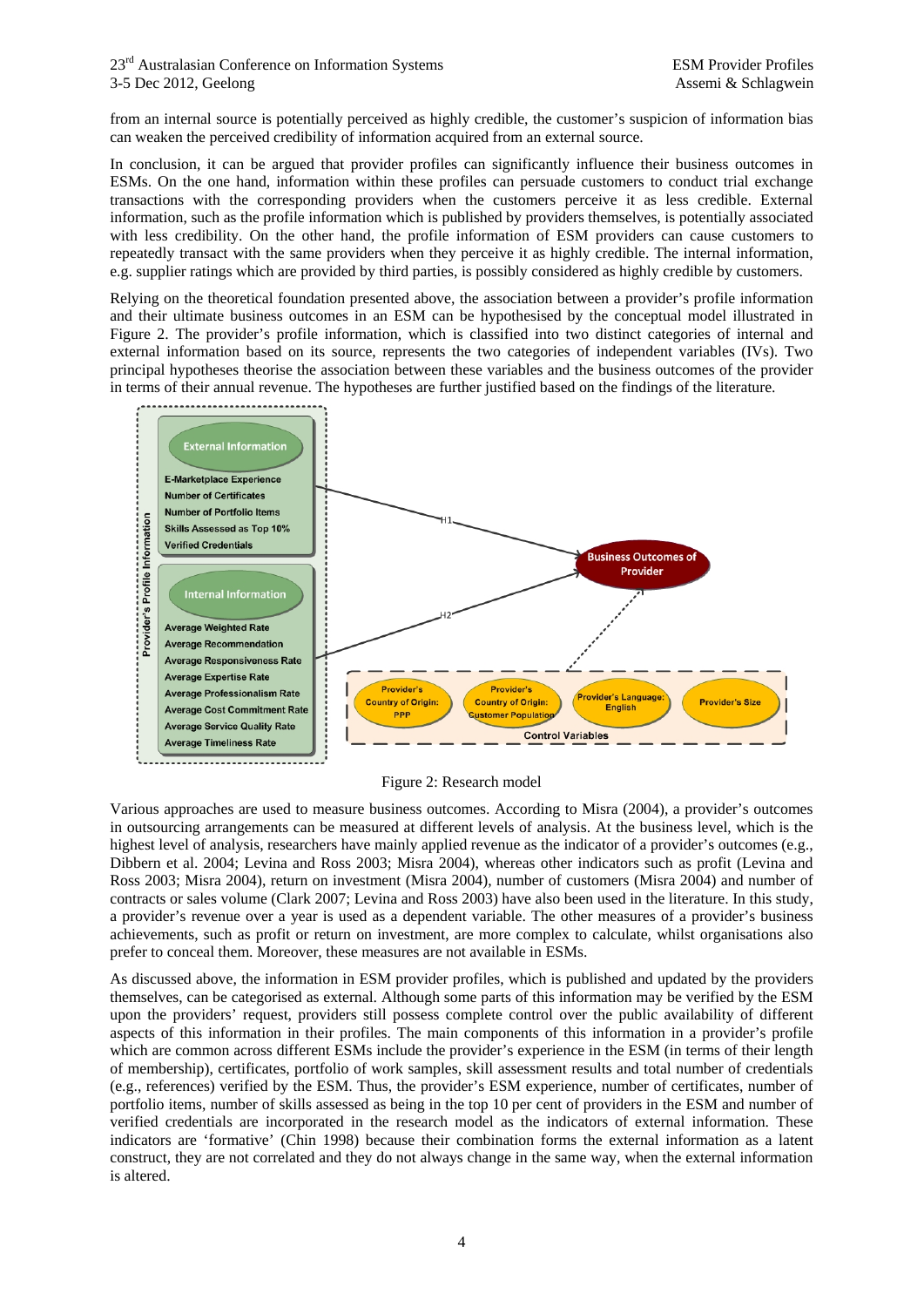from an internal source is potentially perceived as highly credible, the customer's suspicion of information bias can weaken the perceived credibility of information acquired from an external source.

In conclusion, it can be argued that provider profiles can significantly influence their business outcomes in ESMs. On the one hand, information within these profiles can persuade customers to conduct trial exchange transactions with the corresponding providers when the customers perceive it as less credible. External information, such as the profile information which is published by providers themselves, is potentially associated with less credibility. On the other hand, the profile information of ESM providers can cause customers to repeatedly transact with the same providers when they perceive it as highly credible. The internal information, e.g. supplier ratings which are provided by third parties, is possibly considered as highly credible by customers.

Relying on the theoretical foundation presented above, the association between a provider's profile information and their ultimate business outcomes in an ESM can be hypothesised by the conceptual model illustrated in Figure 2. The provider's profile information, which is classified into two distinct categories of internal and external information based on its source, represents the two categories of independent variables (IVs). Two principal hypotheses theorise the association between these variables and the business outcomes of the provider in terms of their annual revenue. The hypotheses are further justified based on the findings of the literature.

Figure 2: Research model

Various approaches are used to measure business outcomes. According to Misra (2004), a provider's outcomes in outsourcing arrangements can be measured at different levels of analysis. At the business level, which is the highest level of analysis, researchers have mainly applied revenue as the indicator of a provider's outcomes (e.g., Dibbern et al. 2004; Levina and Ross 2003; Misra 2004), whereas other indicators such as profit (Levina and Ross 2003; Misra 2004), return on investment (Misra 2004), number of customers (Misra 2004) and number of contracts or sales volume (Clark 2007; Levina and Ross 2003) have also been used in the literature. In this study, a provider's revenue over a year is used as a dependent variable. The other measures of a provider's business achievements, such as profit or return on investment, are more complex to calculate, whilst organisations also prefer to conceal them. Moreover, these measures are not available in ESMs.

As discussed above, the information in ESM provider profiles, which is published and updated by the providers themselves, can be categorised as external. Although some parts of this information may be verified by the ESM upon the providers' request, providers still possess complete control over the public availability of different aspects of this information in their profiles. The main components of this information in a provider's profile which are common across different ESMs include the provider's experience in the ESM (in terms of their length of membership), certificates, portfolio of work samples, skill assessment results and total number of credentials (e.g., references) verified by the ESM. Thus, the provider's ESM experience, number of certificates, number of portfolio items, number of skills assessed as being in the top 10 per cent of providers in the ESM and number of verified credentials are incorporated in the research model as the indicators of external information. These indicators are 'formative' (Chin 1998) because their combination forms the external information as a latent construct, they are not correlated and they do not always change in the same way, when the external information is altered.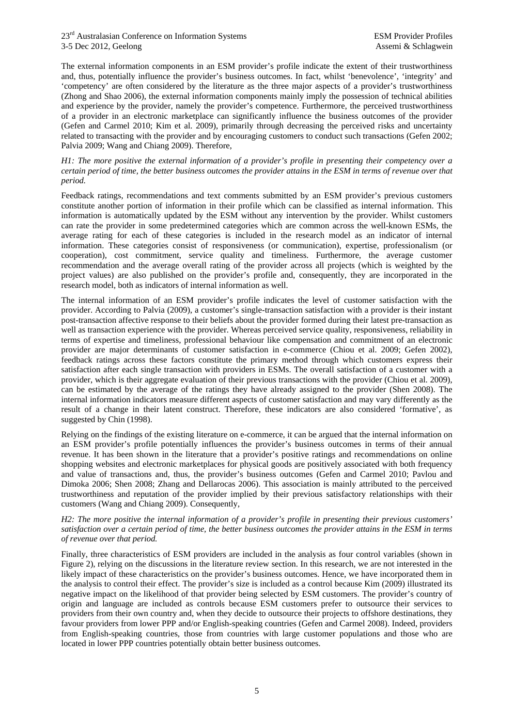The external information components in an ESM provider's profile indicate the extent of their trustworthiness and, thus, potentially influence the provider's business outcomes. In fact, whilst 'benevolence', 'integrity' and 'competency' are often considered by the literature as the three major aspects of a provider's trustworthiness (Zhong and Shao 2006), the external information components mainly imply the possession of technical abilities and experience by the provider, namely the provider's competence. Furthermore, the perceived trustworthiness of a provider in an electronic marketplace can significantly influence the business outcomes of the provider (Gefen and Carmel 2010; Kim et al. 2009), primarily through decreasing the perceived risks and uncertainty related to transacting with the provider and by encouraging customers to conduct such transactions (Gefen 2002; Palvia 2009; Wang and Chiang 2009). Therefore,

*H1: The more positive the external information of a provider's profile in presenting their competency over a certain period of time, the better business outcomes the provider attains in the ESM in terms of revenue over that period.*

Feedback ratings, recommendations and text comments submitted by an ESM provider's previous customers constitute another portion of information in their profile which can be classified as internal information. This information is automatically updated by the ESM without any intervention by the provider. Whilst customers can rate the provider in some predetermined categories which are common across the well-known ESMs, the average rating for each of these categories is included in the research model as an indicator of internal information. These categories consist of responsiveness (or communication), expertise, professionalism (or cooperation), cost commitment, service quality and timeliness. Furthermore, the average customer recommendation and the average overall rating of the provider across all projects (which is weighted by the project values) are also published on the provider's profile and, consequently, they are incorporated in the research model, both as indicators of internal information as well.

The internal information of an ESM provider's profile indicates the level of customer satisfaction with the provider. According to Palvia (2009), a customer's single-transaction satisfaction with a provider is their instant post-transaction affective response to their beliefs about the provider formed during their latest pre-transaction as well as transaction experience with the provider. Whereas perceived service quality, responsiveness, reliability in terms of expertise and timeliness, professional behaviour like compensation and commitment of an electronic provider are major determinants of customer satisfaction in e-commerce (Chiou et al. 2009; Gefen 2002), feedback ratings across these factors constitute the primary method through which customers express their satisfaction after each single transaction with providers in ESMs. The overall satisfaction of a customer with a provider, which is their aggregate evaluation of their previous transactions with the provider (Chiou et al. 2009), can be estimated by the average of the ratings they have already assigned to the provider (Shen 2008). The internal information indicators measure different aspects of customer satisfaction and may vary differently as the result of a change in their latent construct. Therefore, these indicators are also considered 'formative', as suggested by Chin (1998).

Relying on the findings of the existing literature on e-commerce, it can be argued that the internal information on an ESM provider's profile potentially influences the provider's business outcomes in terms of their annual revenue. It has been shown in the literature that a provider's positive ratings and recommendations on online shopping websites and electronic marketplaces for physical goods are positively associated with both frequency and value of transactions and, thus, the provider's business outcomes (Gefen and Carmel 2010; Pavlou and Dimoka 2006; Shen 2008; Zhang and Dellarocas 2006). This association is mainly attributed to the perceived trustworthiness and reputation of the provider implied by their previous satisfactory relationships with their customers (Wang and Chiang 2009). Consequently,

*H2: The more positive the internal information of a provider's profile in presenting their previous customers' satisfaction over a certain period of time, the better business outcomes the provider attains in the ESM in terms of revenue over that period.*

Finally, three characteristics of ESM providers are included in the analysis as four control variables (shown in Figure 2), relying on the discussions in the literature review section. In this research, we are not interested in the likely impact of these characteristics on the provider's business outcomes. Hence, we have incorporated them in the analysis to control their effect. The provider's size is included as a control because Kim (2009) illustrated its negative impact on the likelihood of that provider being selected by ESM customers. The provider's country of origin and language are included as controls because ESM customers prefer to outsource their services to providers from their own country and, when they decide to outsource their projects to offshore destinations, they favour providers from lower PPP and/or English-speaking countries (Gefen and Carmel 2008). Indeed, providers from English-speaking countries, those from countries with large customer populations and those who are located in lower PPP countries potentially obtain better business outcomes.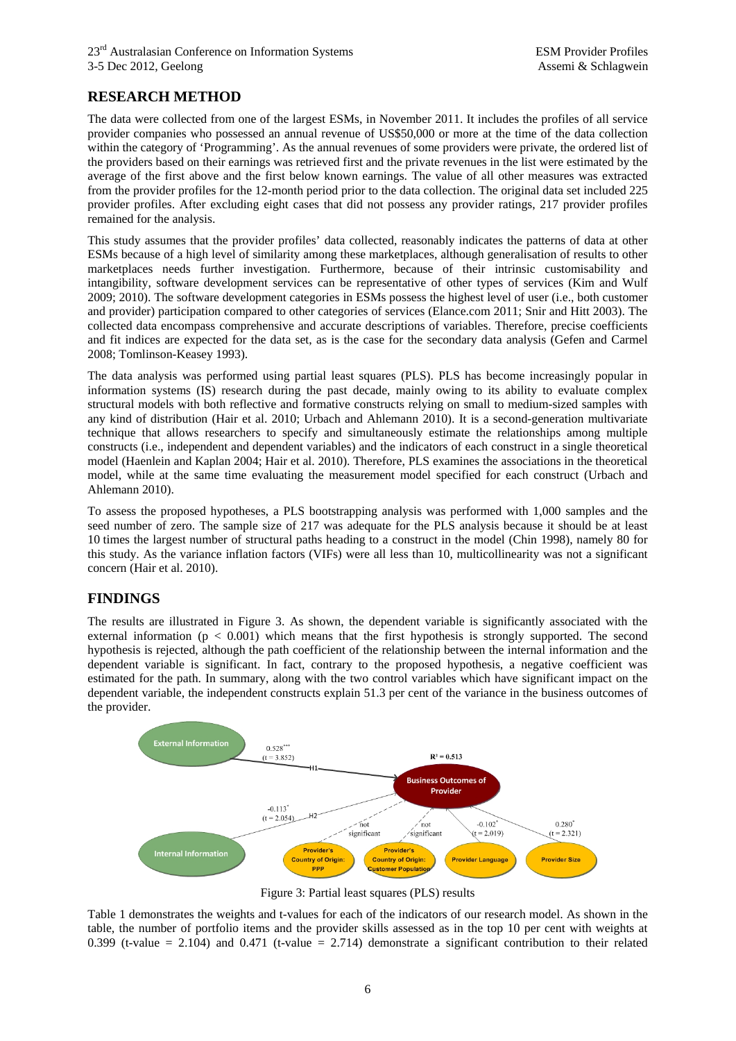## RESEARCH METHOD

The data were collected from one of the largest ESMs, in November 2011. It includes the profiles of all service provider companies who possessed an annual revenue of US$50,000 or more at the time of the data collection within the category of 'Programming'. As the annual revenues of some providers were private, the ordered list of the providers based on their earnings was retrieved first and the private revenues in the list were estimated by the average of the first above and the first below known earnings. The value of all other measures was extracted from the provider profiles for the 12-month period prior to the data collection. The original data set included 225 provider profiles. After excluding eight cases that did not possess any provider ratings, 217 provider profiles remained for the analysis.

This study assumes that the provider profiles' data collected, reasonably indicates the patterns of data at other ESMs because of a high level of similarity among these marketplaces, although generalisation of results to other marketplaces needs further investigation. Furthermore, because of their intrinsic customisability and intangibility, software development services can be representative of other types of services (Kim and Wulf 2009; 2010). The software development categories in ESMs possess the highest level of user (i.e., both customer and provider) participation compared to other categories of services (Elance.com 2011; Snir and Hitt 2003). The collected data encompass comprehensive and accurate descriptions of variables. Therefore, precise coefficients and fit indices are expected for the data set, as is the case for the secondary data analysis (Gefen and Carmel 2008; Tomlinson-Keasey 1993).

The data analysis was performed using partial least squares (PLS). PLS has become increasingly popular in information systems (IS) research during the past decade, mainly owing to its ability to evaluate complex structural models with both reflective and formative constructs relying on small to medium-sized samples with any kind of distribution (Hair et al. 2010; Urbach and Ahlemann 2010). It is a second-generation multivariate technique that allows researchers to specify and simultaneously estimate the relationships among multiple constructs (i.e., independent and dependent variables) and the indicators of each construct in a single theoretical model (Haenlein and Kaplan 2004; Hair et al. 2010). Therefore, PLS examines the associations in the theoretical model, while at the same time evaluating the measurement model specified for each construct (Urbach and Ahlemann 2010).

To assess the proposed hypotheses, a PLS bootstrapping analysis was performed with 1,000 samples and the seed number of zero. The sample size of 217 was adequate for the PLS analysis because it should be at least 10 times the largest number of structural paths heading to a construct in the model (Chin 1998), namely 80 for this study. As the variance inflation factors (VIFs) were all less than 10, multicollinearity was not a significant concern (Hair et al. 2010).

## FINDINGS

The results are illustrated in Figure 3. As shown, the dependent variable is significantly associated with the external information ($p < 0.001$) which means that the first hypothesis is strongly supported. The second hypothesis is rejected, although the path coefficient of the relationship between the internal information and the dependent variable is significant. In fact, contrary to the proposed hypothesis, a negative coefficient was estimated for the path. In summary, along with the two control variables which have significant impact on the dependent variable, the independent constructs explain 51.3 per cent of the variance in the business outcomes of the provider.

Figure 3: Partial least squares (PLS) results

Table 1 demonstrates the weights and t-values for each of the indicators of our research model. As shown in the table, the number of portfolio items and the provider skills assessed as in the top 10 per cent with weights at 0.399 (t-value = 2.104) and 0.471 (t-value = 2.714) demonstrate a significant contribution to their related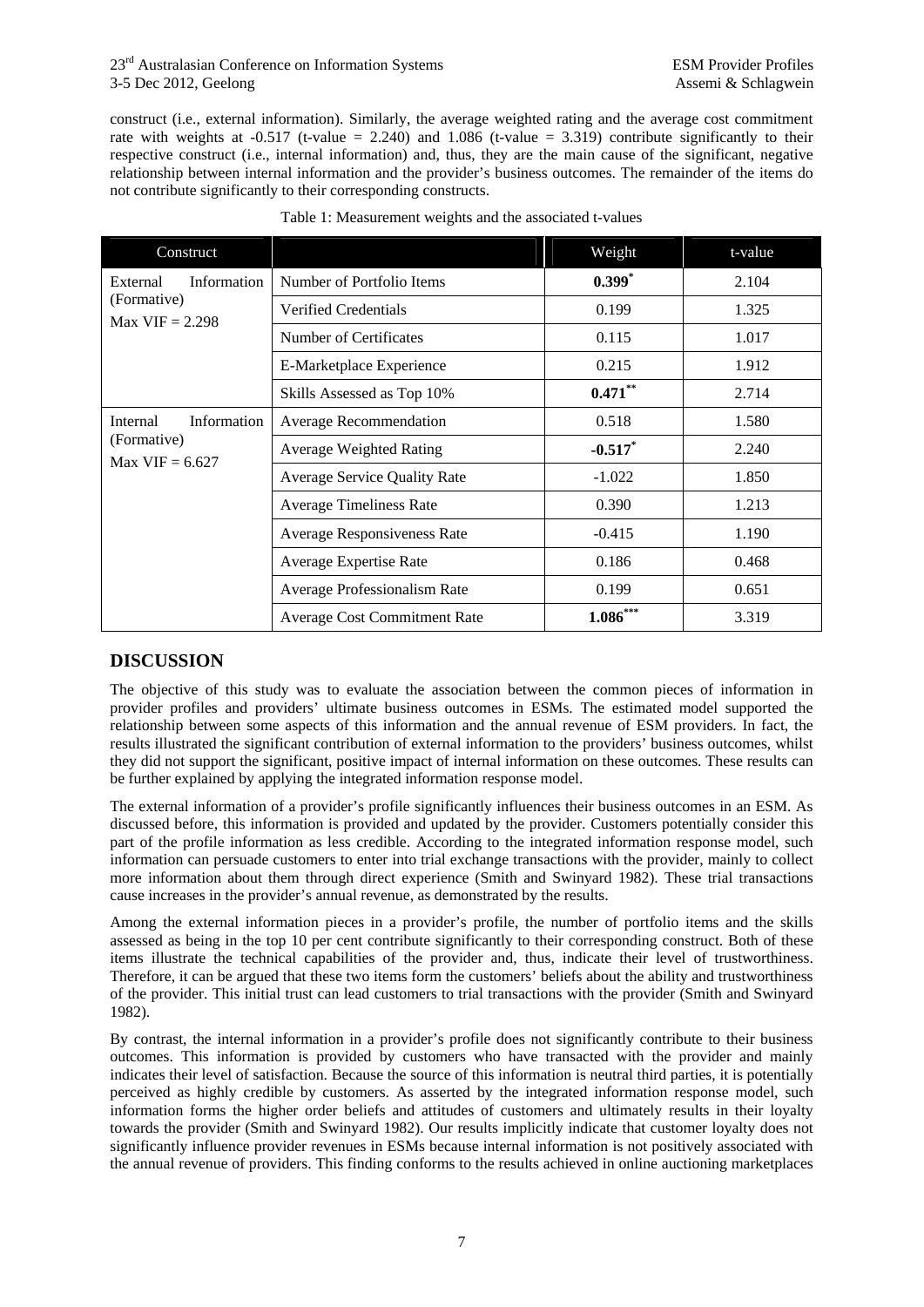construct (i.e., external information). Similarly, the average weighted rating and the average cost commitment rate with weights at -0.517 (t-value = 2.240) and 1.086 (t-value = 3.319) contribute significantly to their respective construct (i.e., internal information) and, thus, they are the main cause of the significant, negative relationship between internal information and the provider's business outcomes. The remainder of the items do not contribute significantly to their corresponding constructs.

Table 1: Measurement weights and the associated t-values

| Construct | | Weight | t-value |
|---|---|---|---|
| External Information (Formative) Max VIF = 2.298 | Number of Portfolio Items | **0.399***[*] | 2.104 |
| | Verified Credentials | 0.199 | 1.325 |
| | Number of Certificates | 0.115 | 1.017 |
| | E-Marketplace Experience | 0.215 | 1.912 |
| | Skills Assessed as Top 10% | **0.471**[**] | 2.714 |
| Internal Information (Formative) Max VIF = 6.627 | Average Recommendation | 0.518 | 1.580 |
| | Average Weighted Rating | **-0.517**[*] | 2.240 |
| | Average Service Quality Rate | -1.022 | 1.850 |
| | Average Timeliness Rate | 0.390 | 1.213 |
| | Average Responsiveness Rate | -0.415 | 1.190 |
| | Average Expertise Rate | 0.186 | 0.468 |
| | Average Professionalism Rate | 0.199 | 0.651 |
| | Average Cost Commitment Rate | **1.086**[***] | 3.319 |

## DISCUSSION

The objective of this study was to evaluate the association between the common pieces of information in provider profiles and providers' ultimate business outcomes in ESMs. The estimated model supported the relationship between some aspects of this information and the annual revenue of ESM providers. In fact, the results illustrated the significant contribution of external information to the providers' business outcomes, whilst they did not support the significant, positive impact of internal information on these outcomes. These results can be further explained by applying the integrated information response model.

The external information of a provider's profile significantly influences their business outcomes in an ESM. As discussed before, this information is provided and updated by the provider. Customers potentially consider this part of the profile information as less credible. According to the integrated information response model, such information can persuade customers to enter into trial exchange transactions with the provider, mainly to collect more information about them through direct experience (Smith and Swinyard 1982). These trial transactions cause increases in the provider's annual revenue, as demonstrated by the results.

Among the external information pieces in a provider's profile, the number of portfolio items and the skills assessed as being in the top 10 per cent contribute significantly to their corresponding construct. Both of these items illustrate the technical capabilities of the provider and, thus, indicate their level of trustworthiness. Therefore, it can be argued that these two items form the customers' beliefs about the ability and trustworthiness of the provider. This initial trust can lead customers to trial transactions with the provider (Smith and Swinyard 1982).

By contrast, the internal information in a provider's profile does not significantly contribute to their business outcomes. This information is provided by customers who have transacted with the provider and mainly indicates their level of satisfaction. Because the source of this information is neutral third parties, it is potentially perceived as highly credible by customers. As asserted by the integrated information response model, such information forms the higher order beliefs and attitudes of customers and ultimately results in their loyalty towards the provider (Smith and Swinyard 1982). Our results implicitly indicate that customer loyalty does not significantly influence provider revenues in ESMs because internal information is not positively associated with the annual revenue of providers. This finding conforms to the results achieved in online auctioning marketplaces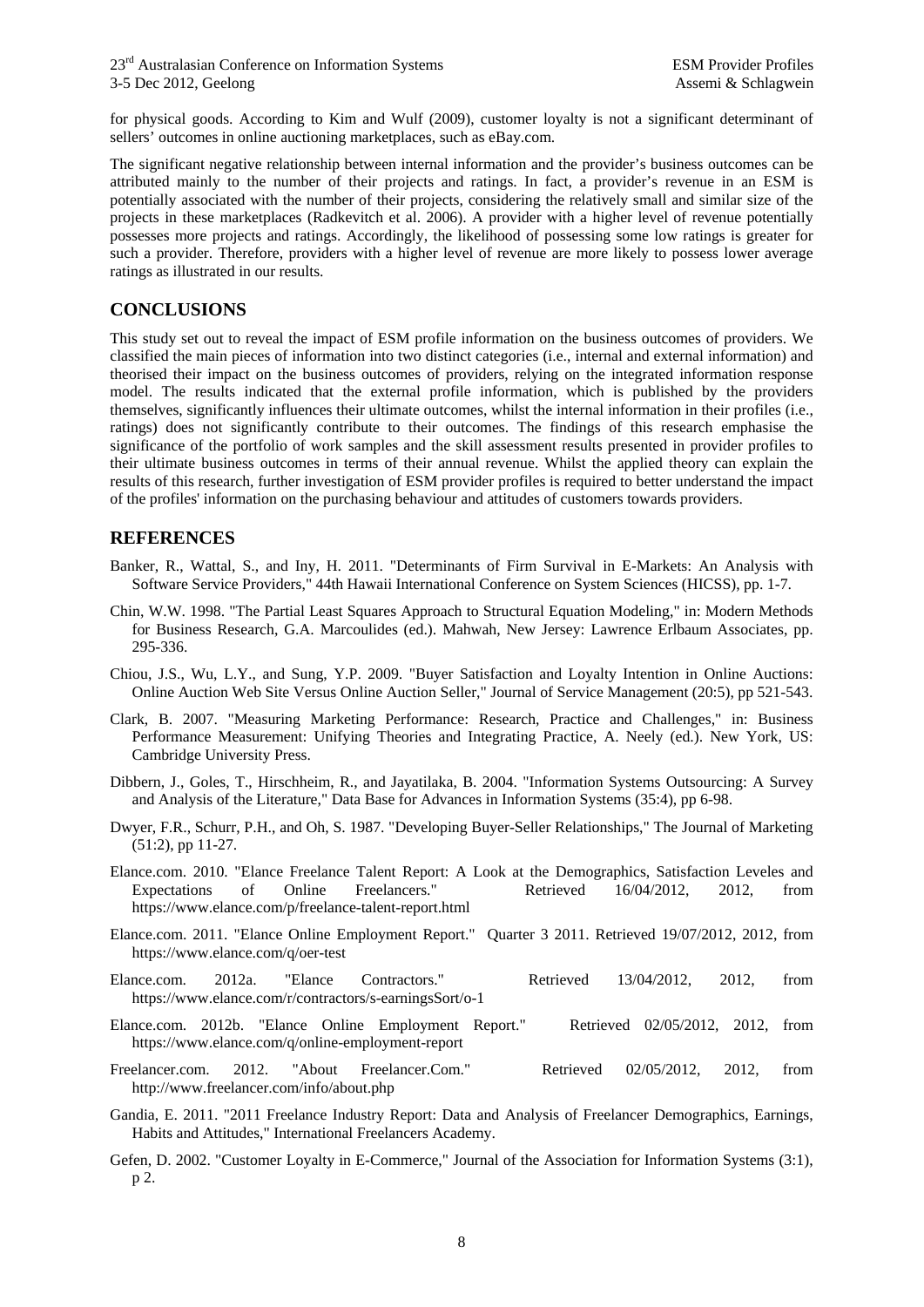for physical goods. According to Kim and Wulf (2009), customer loyalty is not a significant determinant of sellers' outcomes in online auctioning marketplaces, such as eBay.com.

The significant negative relationship between internal information and the provider's business outcomes can be attributed mainly to the number of their projects and ratings. In fact, a provider's revenue in an ESM is potentially associated with the number of their projects, considering the relatively small and similar size of the projects in these marketplaces (Radkevitch et al. 2006). A provider with a higher level of revenue potentially possesses more projects and ratings. Accordingly, the likelihood of possessing some low ratings is greater for such a provider. Therefore, providers with a higher level of revenue are more likely to possess lower average ratings as illustrated in our results.

## CONCLUSIONS

This study set out to reveal the impact of ESM profile information on the business outcomes of providers. We classified the main pieces of information into two distinct categories (i.e., internal and external information) and theorised their impact on the business outcomes of providers, relying on the integrated information response model. The results indicated that the external profile information, which is published by the providers themselves, significantly influences their ultimate outcomes, whilst the internal information in their profiles (i.e., ratings) does not significantly contribute to their outcomes. The findings of this research emphasise the significance of the portfolio of work samples and the skill assessment results presented in provider profiles to their ultimate business outcomes in terms of their annual revenue. Whilst the applied theory can explain the results of this research, further investigation of ESM provider profiles is required to better understand the impact of the profiles' information on the purchasing behaviour and attitudes of customers towards providers.

## REFERENCES

Banker, R., Wattal, S., and Iny, H. 2011. "Determinants of Firm Survival in E-Markets: An Analysis with Software Service Providers," 44th Hawaii International Conference on System Sciences (HICSS), pp. 1-7.

Chin, W.W. 1998. "The Partial Least Squares Approach to Structural Equation Modeling," in: Modern Methods for Business Research, G.A. Marcoulides (ed.). Mahwah, New Jersey: Lawrence Erlbaum Associates, pp. 295-336.

Chiou, J.S., Wu, L.Y., and Sung, Y.P. 2009. "Buyer Satisfaction and Loyalty Intention in Online Auctions: Online Auction Web Site Versus Online Auction Seller," Journal of Service Management (20:5), pp 521-543.

Clark, B. 2007. "Measuring Marketing Performance: Research, Practice and Challenges," in: Business Performance Measurement: Unifying Theories and Integrating Practice, A. Neely (ed.). New York, US: Cambridge University Press.

Dibbern, J., Goles, T., Hirschheim, R., and Jayatilaka, B. 2004. "Information Systems Outsourcing: A Survey and Analysis of the Literature," Data Base for Advances in Information Systems (35:4), pp 6-98.

Dwyer, F.R., Schurr, P.H., and Oh, S. 1987. "Developing Buyer-Seller Relationships," The Journal of Marketing (51:2), pp 11-27.

Elance.com. 2010. "Elance Freelance Talent Report: A Look at the Demographics, Satisfaction Leveles and Expectations of Online Freelancers." Retrieved 16/04/2012, 2012, from https://www.elance.com/p/freelance-talent-report.html

Elance.com. 2011. "Elance Online Employment Report." Quarter 3 2011. Retrieved 19/07/2012, 2012, from https://www.elance.com/q/oer-test

Elance.com. 2012a. "Elance Contractors." Retrieved 13/04/2012, 2012, from https://www.elance.com/r/contractors/s-earningsSort/o-1

Elance.com. 2012b. "Elance Online Employment Report." Retrieved 02/05/2012, 2012, from https://www.elance.com/q/online-employment-report

Freelancer.com. 2012. "About Freelancer.Com." Retrieved 02/05/2012, 2012, from http://www.freelancer.com/info/about.php

Gandia, E. 2011. "2011 Freelance Industry Report: Data and Analysis of Freelancer Demographics, Earnings, Habits and Attitudes," International Freelancers Academy.

Gefen, D. 2002. "Customer Loyalty in E-Commerce," Journal of the Association for Information Systems (3:1), p 2.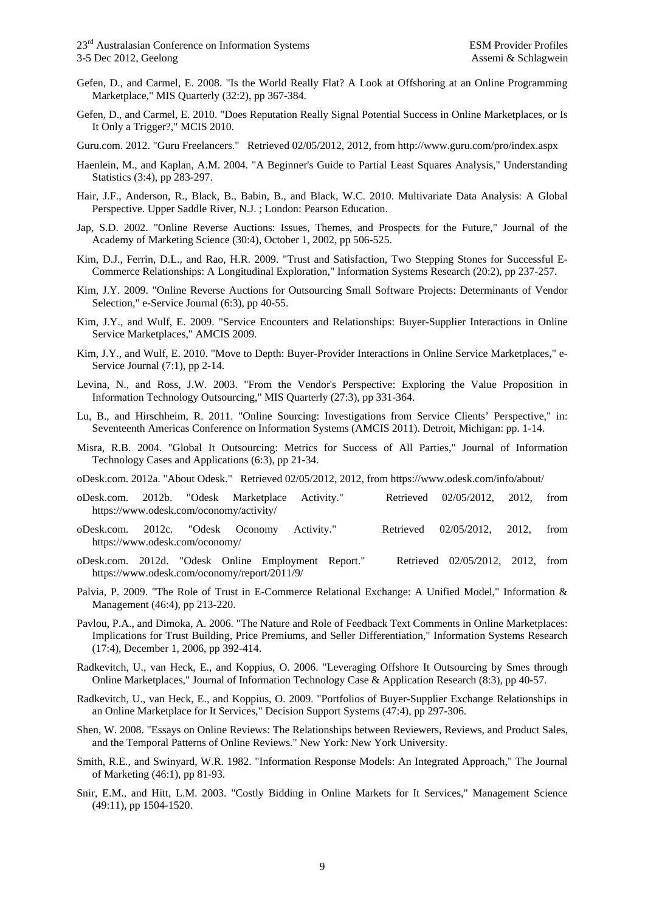Gefen, D., and Carmel, E. 2008. "Is the World Really Flat? A Look at Offshoring at an Online Programming Marketplace," MIS Quarterly (32:2), pp 367-384.

Gefen, D., and Carmel, E. 2010. "Does Reputation Really Signal Potential Success in Online Marketplaces, or Is It Only a Trigger?," MCIS 2010.

Guru.com. 2012. "Guru Freelancers." Retrieved 02/05/2012, 2012, from http://www.guru.com/pro/index.aspx

Haenlein, M., and Kaplan, A.M. 2004. "A Beginner's Guide to Partial Least Squares Analysis," Understanding Statistics (3:4), pp 283-297.

Hair, J.F., Anderson, R., Black, B., Babin, B., and Black, W.C. 2010. Multivariate Data Analysis: A Global Perspective. Upper Saddle River, N.J. ; London: Pearson Education.

Jap, S.D. 2002. "Online Reverse Auctions: Issues, Themes, and Prospects for the Future," Journal of the Academy of Marketing Science (30:4), October 1, 2002, pp 506-525.

Kim, D.J., Ferrin, D.L., and Rao, H.R. 2009. "Trust and Satisfaction, Two Stepping Stones for Successful E-Commerce Relationships: A Longitudinal Exploration," Information Systems Research (20:2), pp 237-257.

Kim, J.Y. 2009. "Online Reverse Auctions for Outsourcing Small Software Projects: Determinants of Vendor Selection," e-Service Journal (6:3), pp 40-55.

Kim, J.Y., and Wulf, E. 2009. "Service Encounters and Relationships: Buyer-Supplier Interactions in Online Service Marketplaces," AMCIS 2009.

Kim, J.Y., and Wulf, E. 2010. "Move to Depth: Buyer-Provider Interactions in Online Service Marketplaces," e-Service Journal (7:1), pp 2-14.

Levina, N., and Ross, J.W. 2003. "From the Vendor's Perspective: Exploring the Value Proposition in Information Technology Outsourcing," MIS Quarterly (27:3), pp 331-364.

Lu, B., and Hirschheim, R. 2011. "Online Sourcing: Investigations from Service Clients' Perspective," in: Seventeenth Americas Conference on Information Systems (AMCIS 2011). Detroit, Michigan: pp. 1-14.

Misra, R.B. 2004. "Global It Outsourcing: Metrics for Success of All Parties," Journal of Information Technology Cases and Applications (6:3), pp 21-34.

oDesk.com. 2012a. "About Odesk." Retrieved 02/05/2012, 2012, from https://www.odesk.com/info/about/

oDesk.com. 2012b. "Odesk Marketplace Activity." Retrieved 02/05/2012, 2012, from https://www.odesk.com/oconomy/activity/

oDesk.com. 2012c. "Odesk Oconomy Activity." Retrieved 02/05/2012, 2012, from https://www.odesk.com/oconomy/

oDesk.com. 2012d. "Odesk Online Employment Report." Retrieved 02/05/2012, 2012, from https://www.odesk.com/oconomy/report/2011/9/

Palvia, P. 2009. "The Role of Trust in E-Commerce Relational Exchange: A Unified Model," Information & Management (46:4), pp 213-220.

Pavlou, P.A., and Dimoka, A. 2006. "The Nature and Role of Feedback Text Comments in Online Marketplaces: Implications for Trust Building, Price Premiums, and Seller Differentiation," Information Systems Research (17:4), December 1, 2006, pp 392-414.

Radkevitch, U., van Heck, E., and Koppius, O. 2006. "Leveraging Offshore It Outsourcing by Smes through Online Marketplaces," Journal of Information Technology Case & Application Research (8:3), pp 40-57.

Radkevitch, U., van Heck, E., and Koppius, O. 2009. "Portfolios of Buyer-Supplier Exchange Relationships in an Online Marketplace for It Services," Decision Support Systems (47:4), pp 297-306.

Shen, W. 2008. "Essays on Online Reviews: The Relationships between Reviewers, Reviews, and Product Sales, and the Temporal Patterns of Online Reviews." New York: New York University.

Smith, R.E., and Swinyard, W.R. 1982. "Information Response Models: An Integrated Approach," The Journal of Marketing (46:1), pp 81-93.

Snir, E.M., and Hitt, L.M. 2003. "Costly Bidding in Online Markets for It Services," Management Science (49:11), pp 1504-1520.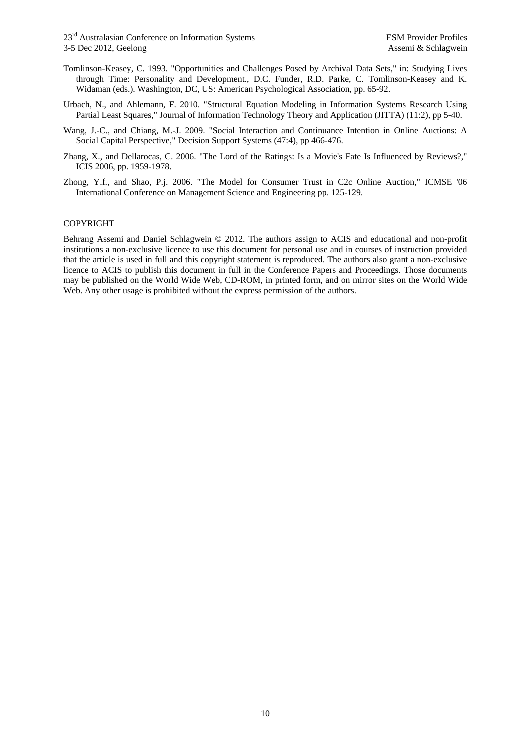Tomlinson-Keasey, C. 1993. "Opportunities and Challenges Posed by Archival Data Sets," in: Studying Lives through Time: Personality and Development., D.C. Funder, R.D. Parke, C. Tomlinson-Keasey and K. Widaman (eds.). Washington, DC, US: American Psychological Association, pp. 65-92.

Urbach, N., and Ahlemann, F. 2010. "Structural Equation Modeling in Information Systems Research Using Partial Least Squares," Journal of Information Technology Theory and Application (JITTA) (11:2), pp 5-40.

Wang, J.-C., and Chiang, M.-J. 2009. "Social Interaction and Continuance Intention in Online Auctions: A Social Capital Perspective," Decision Support Systems (47:4), pp 466-476.

Zhang, X., and Dellarocas, C. 2006. "The Lord of the Ratings: Is a Movie's Fate Is Influenced by Reviews?," ICIS 2006, pp. 1959-1978.

Zhong, Y.f., and Shao, P.j. 2006. "The Model for Consumer Trust in C2c Online Auction," ICMSE '06 International Conference on Management Science and Engineering pp. 125-129.

## COPYRIGHT

Behrang Assemi and Daniel Schlagwein © 2012. The authors assign to ACIS and educational and non-profit institutions a non-exclusive licence to use this document for personal use and in courses of instruction provided that the article is used in full and this copyright statement is reproduced. The authors also grant a non-exclusive licence to ACIS to publish this document in full in the Conference Papers and Proceedings. Those documents may be published on the World Wide Web, CD-ROM, in printed form, and on mirror sites on the World Wide Web. Any other usage is prohibited without the express permission of the authors.